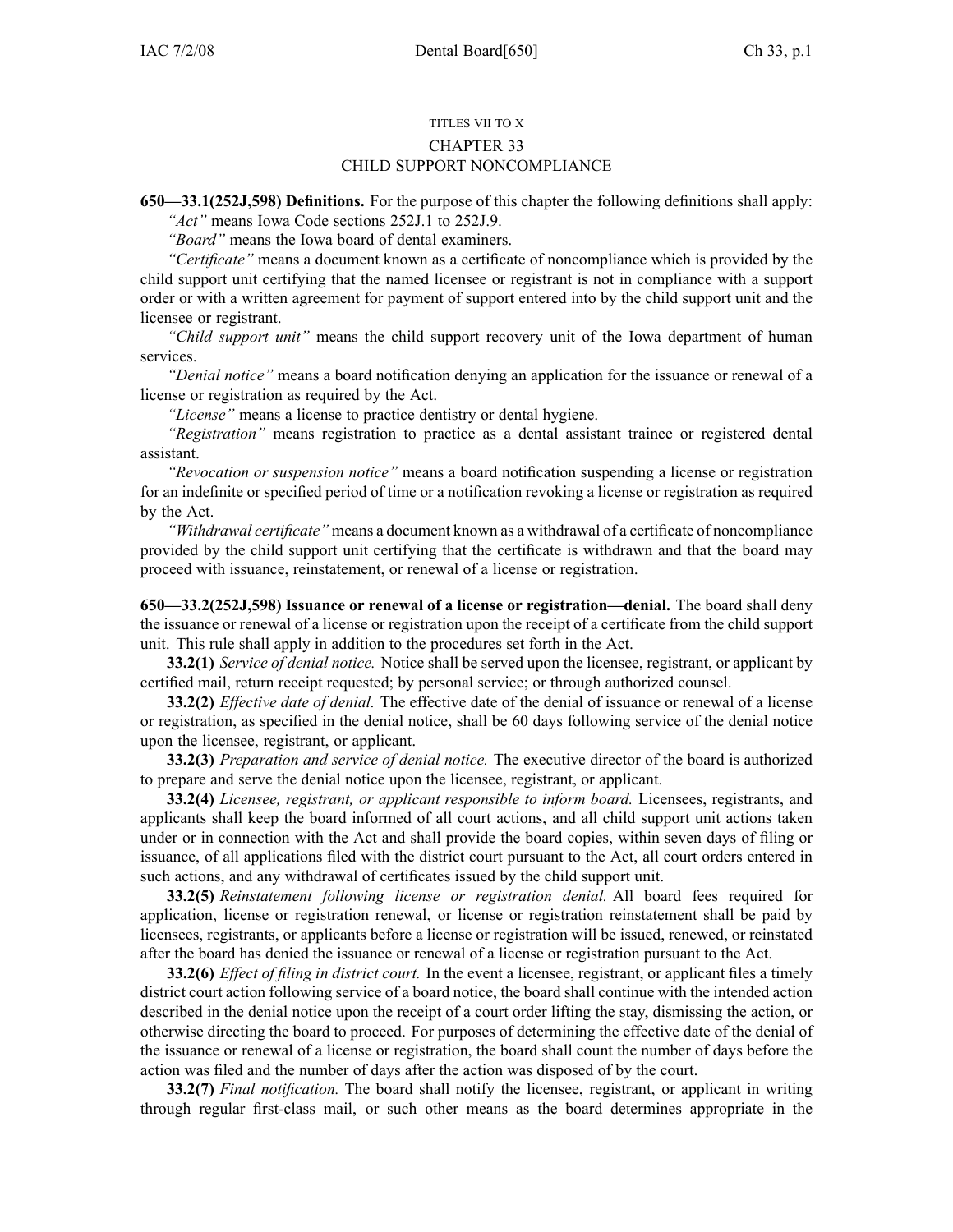TITLES VII TO X

# CHAPTER 33
## CHILD SUPPORT NONCOMPLIANCE

**650—33.1(252J,598) Definitions.** For the purpose of this chapter the following definitions shall apply:

*"Act"* means Iowa Code sections 252J.1 to 252J.9.

*"Board"* means the Iowa board of dental examiners.

*"Certificate"* means a document known as a certificate of noncompliance which is provided by the child support unit certifying that the named licensee or registrant is not in compliance with a support order or with a written agreement for payment of support entered into by the child support unit and the licensee or registrant.

*"Child support unit"* means the child support recovery unit of the Iowa department of human services.

*"Denial notice"* means a board notification denying an application for the issuance or renewal of a license or registration as required by the Act.

*"License"* means a license to practice dentistry or dental hygiene.

*"Registration"* means registration to practice as a dental assistant trainee or registered dental assistant.

*"Revocation or suspension notice"* means a board notification suspending a license or registration for an indefinite or specified period of time or a notification revoking a license or registration as required by the Act.

*"Withdrawal certificate"* means a document known as a withdrawal of a certificate of noncompliance provided by the child support unit certifying that the certificate is withdrawn and that the board may proceed with issuance, reinstatement, or renewal of a license or registration.

**650—33.2(252J,598) Issuance or renewal of a license or registration—denial.** The board shall deny the issuance or renewal of a license or registration upon the receipt of a certificate from the child support unit. This rule shall apply in addition to the procedures set forth in the Act.

**33.2(1)** *Service of denial notice.* Notice shall be served upon the licensee, registrant, or applicant by certified mail, return receipt requested; by personal service; or through authorized counsel.

**33.2(2)** *Effective date of denial.* The effective date of the denial of issuance or renewal of a license or registration, as specified in the denial notice, shall be 60 days following service of the denial notice upon the licensee, registrant, or applicant.

**33.2(3)** *Preparation and service of denial notice.* The executive director of the board is authorized to prepare and serve the denial notice upon the licensee, registrant, or applicant.

**33.2(4)** *Licensee, registrant, or applicant responsible to inform board.* Licensees, registrants, and applicants shall keep the board informed of all court actions, and all child support unit actions taken under or in connection with the Act and shall provide the board copies, within seven days of filing or issuance, of all applications filed with the district court pursuant to the Act, all court orders entered in such actions, and any withdrawal of certificates issued by the child support unit.

**33.2(5)** *Reinstatement following license or registration denial.* All board fees required for application, license or registration renewal, or license or registration reinstatement shall be paid by licensees, registrants, or applicants before a license or registration will be issued, renewed, or reinstated after the board has denied the issuance or renewal of a license or registration pursuant to the Act.

**33.2(6)** *Effect of filing in district court.* In the event a licensee, registrant, or applicant files a timely district court action following service of a board notice, the board shall continue with the intended action described in the denial notice upon the receipt of a court order lifting the stay, dismissing the action, or otherwise directing the board to proceed. For purposes of determining the effective date of the denial of the issuance or renewal of a license or registration, the board shall count the number of days before the action was filed and the number of days after the action was disposed of by the court.

**33.2(7)** *Final notification.* The board shall notify the licensee, registrant, or applicant in writing through regular first-class mail, or such other means as the board determines appropriate in the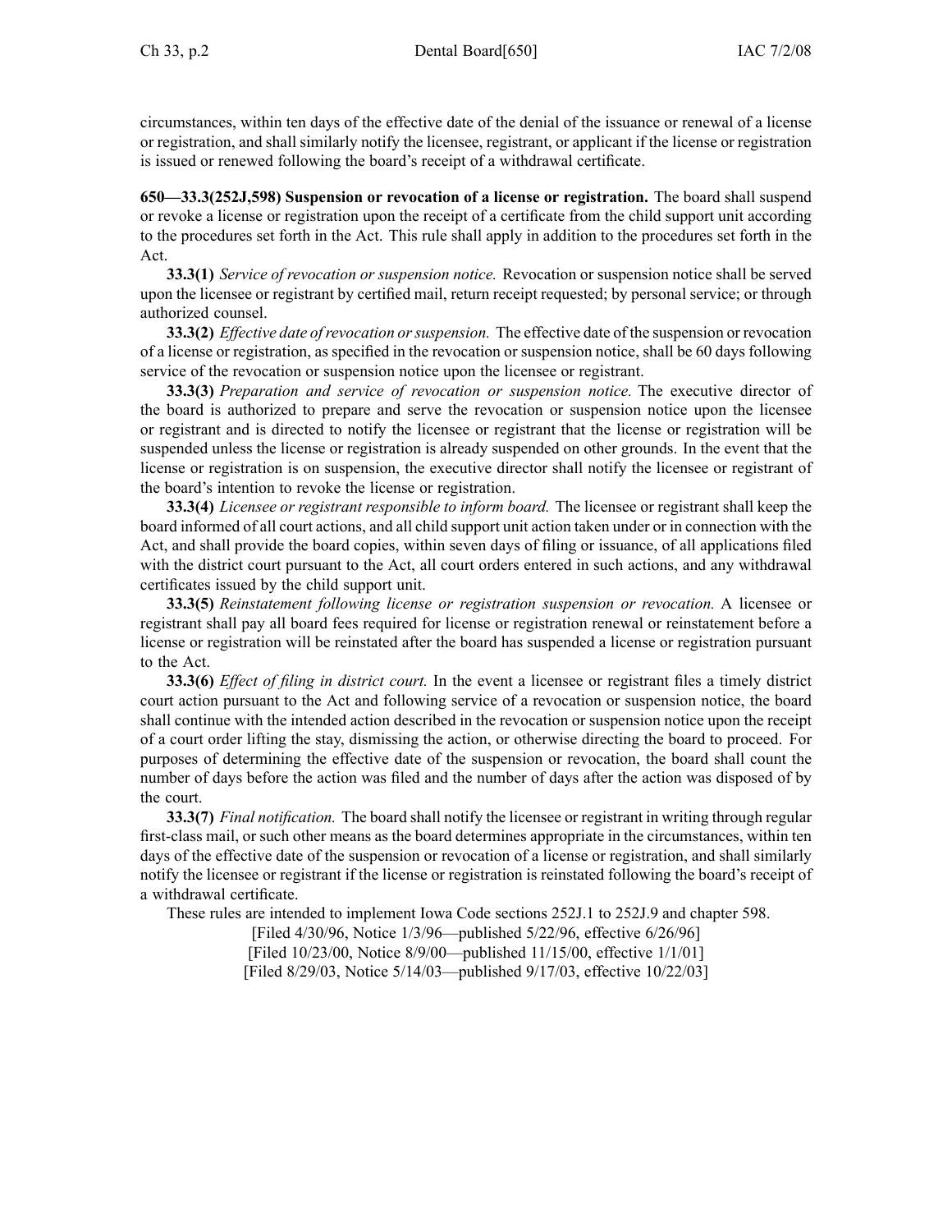circumstances, within ten days of the effective date of the denial of the issuance or renewal of a license or registration, and shall similarly notify the licensee, registrant, or applicant if the license or registration is issued or renewed following the board's receipt of a withdrawal certificate.

**650—33.3(252J,598) Suspension or revocation of a license or registration.** The board shall suspend or revoke a license or registration upon the receipt of a certificate from the child support unit according to the procedures set forth in the Act. This rule shall apply in addition to the procedures set forth in the Act.

**33.3(1)** *Service of revocation or suspension notice.* Revocation or suspension notice shall be served upon the licensee or registrant by certified mail, return receipt requested; by personal service; or through authorized counsel.

**33.3(2)** *Effective date of revocation or suspension.* The effective date of the suspension or revocation of a license or registration, as specified in the revocation or suspension notice, shall be 60 days following service of the revocation or suspension notice upon the licensee or registrant.

**33.3(3)** *Preparation and service of revocation or suspension notice.* The executive director of the board is authorized to prepare and serve the revocation or suspension notice upon the licensee or registrant and is directed to notify the licensee or registrant that the license or registration will be suspended unless the license or registration is already suspended on other grounds. In the event that the license or registration is on suspension, the executive director shall notify the licensee or registrant of the board's intention to revoke the license or registration.

**33.3(4)** *Licensee or registrant responsible to inform board.* The licensee or registrant shall keep the board informed of all court actions, and all child support unit action taken under or in connection with the Act, and shall provide the board copies, within seven days of filing or issuance, of all applications filed with the district court pursuant to the Act, all court orders entered in such actions, and any withdrawal certificates issued by the child support unit.

**33.3(5)** *Reinstatement following license or registration suspension or revocation.* A licensee or registrant shall pay all board fees required for license or registration renewal or reinstatement before a license or registration will be reinstated after the board has suspended a license or registration pursuant to the Act.

**33.3(6)** *Effect of filing in district court.* In the event a licensee or registrant files a timely district court action pursuant to the Act and following service of a revocation or suspension notice, the board shall continue with the intended action described in the revocation or suspension notice upon the receipt of a court order lifting the stay, dismissing the action, or otherwise directing the board to proceed. For purposes of determining the effective date of the suspension or revocation, the board shall count the number of days before the action was filed and the number of days after the action was disposed of by the court.

**33.3(7)** *Final notification.* The board shall notify the licensee or registrant in writing through regular first-class mail, or such other means as the board determines appropriate in the circumstances, within ten days of the effective date of the suspension or revocation of a license or registration, and shall similarly notify the licensee or registrant if the license or registration is reinstated following the board's receipt of a withdrawal certificate.

These rules are intended to implement Iowa Code sections 252J.1 to 252J.9 and chapter 598.

[Filed 4/30/96, Notice 1/3/96—published 5/22/96, effective 6/26/96]
[Filed 10/23/00, Notice 8/9/00—published 11/15/00, effective 1/1/01]
[Filed 8/29/03, Notice 5/14/03—published 9/17/03, effective 10/22/03]